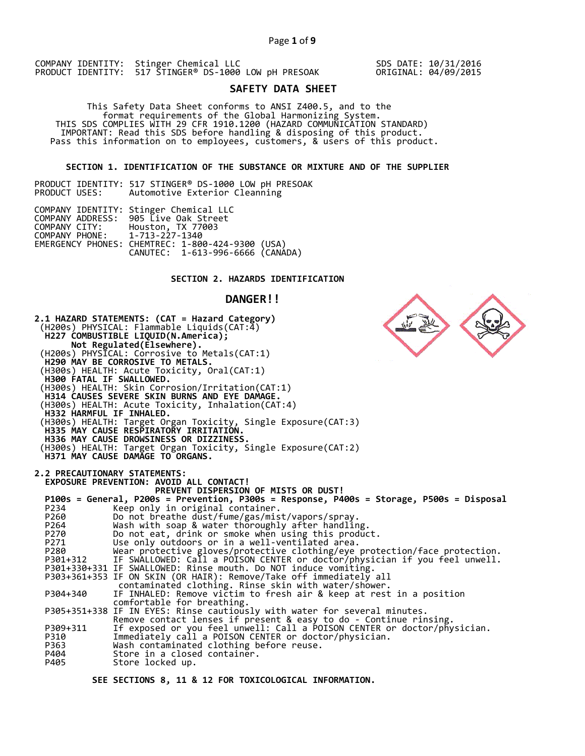COMPANY IDENTITY: Stinger Chemical LLC
PRODUCT IDENTITY: 517 STINGER® DS-1000 LOW pH PRESOAK

SDS DATE: 10/31/2016
ORIGINAL: 04/09/2015

# SAFETY DATA SHEET

This Safety Data Sheet conforms to ANSI Z400.5, and to the format requirements of the Global Harmonizing System.
THIS SDS COMPLIES WITH 29 CFR 1910.1200 (HAZARD COMMUNICATION STANDARD)
IMPORTANT: Read this SDS before handling & disposing of this product.
Pass this information on to employees, customers, & users of this product.

## SECTION 1. IDENTIFICATION OF THE SUBSTANCE OR MIXTURE AND OF THE SUPPLIER

PRODUCT IDENTITY: 517 STINGER® DS-1000 LOW pH PRESOAK
PRODUCT USES: Automotive Exterior Cleanning

COMPANY IDENTITY: Stinger Chemical LLC
COMPANY ADDRESS: 905 Live Oak Street
COMPANY CITY: Houston, TX 77003
COMPANY PHONE: 1-713-227-1340
EMERGENCY PHONES: CHEMTREC: 1-800-424-9300 (USA)
CANUTEC: 1-613-996-6666 (CANADA)

## SECTION 2. HAZARDS IDENTIFICATION

### DANGER!!

**2.1 HAZARD STATEMENTS: (CAT = Hazard Category)**

(H200s) PHYSICAL: Flammable Liquids(CAT:4)
**H227 COMBUSTIBLE LIQUID(N.America); Not Regulated(Elsewhere).**
(H200s) PHYSICAL: Corrosive to Metals(CAT:1)
**H290 MAY BE CORROSIVE TO METALS.**
(H300s) HEALTH: Acute Toxicity, Oral(CAT:1)
**H300 FATAL IF SWALLOWED.**
(H300s) HEALTH: Skin Corrosion/Irritation(CAT:1)
**H314 CAUSES SEVERE SKIN BURNS AND EYE DAMAGE.**
(H300s) HEALTH: Acute Toxicity, Inhalation(CAT:4)
**H332 HARMFUL IF INHALED.**
(H300s) HEALTH: Target Organ Toxicity, Single Exposure(CAT:3)
**H335 MAY CAUSE RESPIRATORY IRRITATION.**
**H336 MAY CAUSE DROWSINESS OR DIZZINESS.**
(H300s) HEALTH: Target Organ Toxicity, Single Exposure(CAT:2)
**H371 MAY CAUSE DAMAGE TO ORGANS.**

**2.2 PRECAUTIONARY STATEMENTS:**

**EXPOSURE PREVENTION: AVOID ALL CONTACT!**
**PREVENT DISPERSION OF MISTS OR DUST!**

**P100s = General, P200s = Prevention, P300s = Response, P400s = Storage, P500s = Disposal**

| Code | Statement |
|---|---|
| P234 | Keep only in original container. |
| P260 | Do not breathe dust/fume/gas/mist/vapors/spray. |
| P264 | Wash with soap & water thoroughly after handling. |
| P270 | Do not eat, drink or smoke when using this product. |
| P271 | Use only outdoors or in a well-ventilated area. |
| P280 | Wear protective gloves/protective clothing/eye protection/face protection. |
| P301+312 | IF SWALLOWED: Call a POISON CENTER or doctor/physician if you feel unwell. |
| P301+330+331 | IF SWALLOWED: Rinse mouth. Do NOT induce vomiting. |
| P303+361+353 | IF ON SKIN (OR HAIR): Remove/Take off immediately all contaminated clothing. Rinse skin with water/shower. |
| P304+340 | IF INHALED: Remove victim to fresh air & keep at rest in a position comfortable for breathing. |
| P305+351+338 | IF IN EYES: Rinse cautiously with water for several minutes. Remove contact lenses if present & easy to do - Continue rinsing. |
| P309+311 | If exposed or you feel unwell: Call a POISON CENTER or doctor/physician. |
| P310 | Immediately call a POISON CENTER or doctor/physician. |
| P363 | Wash contaminated clothing before reuse. |
| P404 | Store in a closed container. |
| P405 | Store locked up. |

**SEE SECTIONS 8, 11 & 12 FOR TOXICOLOGICAL INFORMATION.**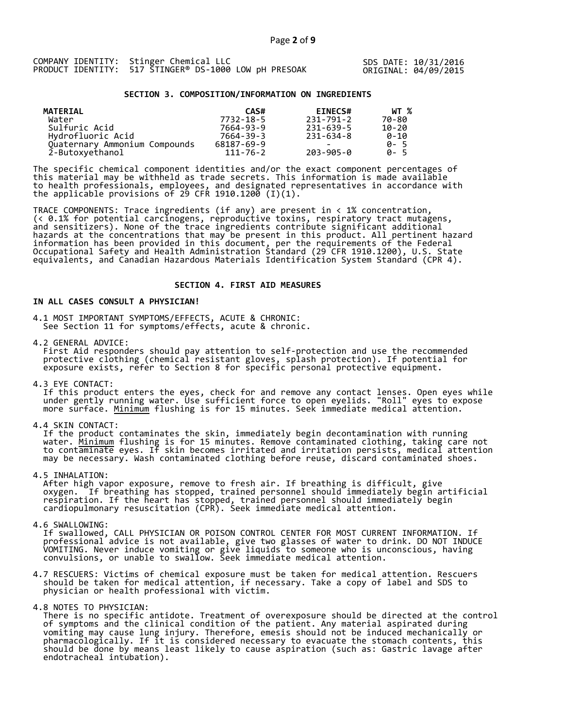COMPANY IDENTITY: Stinger Chemical LLC
PRODUCT IDENTITY: 517 STINGER® DS-1000 LOW pH PRESOAK

SDS DATE: 10/31/2016
ORIGINAL: 04/09/2015

## SECTION 3. COMPOSITION/INFORMATION ON INGREDIENTS

| MATERIAL | CAS# | EINECS# | WT % |
|---|---|---|---|
| Water | 7732-18-5 | 231-791-2 | 70-80 |
| Sulfuric Acid | 7664-93-9 | 231-639-5 | 10-20 |
| Hydrofluoric Acid | 7664-39-3 | 231-634-8 | 0-10 |
| Quaternary Ammonium Compounds | 68187-69-9 | - | 0- 5 |
| 2-Butoxyethanol | 111-76-2 | 203-905-0 | 0- 5 |

The specific chemical component identities and/or the exact component percentages of this material may be withheld as trade secrets. This information is made available to health professionals, employees, and designated representatives in accordance with the applicable provisions of 29 CFR 1910.1200 (I)(1).

TRACE COMPONENTS: Trace ingredients (if any) are present in < 1% concentration, (< 0.1% for potential carcinogens, reproductive toxins, respiratory tract mutagens, and sensitizers). None of the trace ingredients contribute significant additional hazards at the concentrations that may be present in this product. All pertinent hazard information has been provided in this document, per the requirements of the Federal Occupational Safety and Health Administration Standard (29 CFR 1910.1200), U.S. State equivalents, and Canadian Hazardous Materials Identification System Standard (CPR 4).

## SECTION 4. FIRST AID MEASURES

**IN ALL CASES CONSULT A PHYSICIAN!**

4.1 MOST IMPORTANT SYMPTOMS/EFFECTS, ACUTE & CHRONIC:
See Section 11 for symptoms/effects, acute & chronic.

4.2 GENERAL ADVICE:
First Aid responders should pay attention to self-protection and use the recommended protective clothing (chemical resistant gloves, splash protection). If potential for exposure exists, refer to Section 8 for specific personal protective equipment.

4.3 EYE CONTACT:
If this product enters the eyes, check for and remove any contact lenses. Open eyes while under gently running water. Use sufficient force to open eyelids. "Roll" eyes to expose more surface. Minimum flushing is for 15 minutes. Seek immediate medical attention.

4.4 SKIN CONTACT:
If the product contaminates the skin, immediately begin decontamination with running water. Minimum flushing is for 15 minutes. Remove contaminated clothing, taking care not to contaminate eyes. If skin becomes irritated and irritation persists, medical attention may be necessary. Wash contaminated clothing before reuse, discard contaminated shoes.

4.5 INHALATION:
After high vapor exposure, remove to fresh air. If breathing is difficult, give oxygen. If breathing has stopped, trained personnel should immediately begin artificial respiration. If the heart has stopped, trained personnel should immediately begin cardiopulmonary resuscitation (CPR). Seek immediate medical attention.

4.6 SWALLOWING:
If swallowed, CALL PHYSICIAN OR POISON CONTROL CENTER FOR MOST CURRENT INFORMATION. If professional advice is not available, give two glasses of water to drink. DO NOT INDUCE VOMITING. Never induce vomiting or give liquids to someone who is unconscious, having convulsions, or unable to swallow. Seek immediate medical attention.

4.7 RESCUERS: Victims of chemical exposure must be taken for medical attention. Rescuers should be taken for medical attention, if necessary. Take a copy of label and SDS to physician or health professional with victim.

4.8 NOTES TO PHYSICIAN:
There is no specific antidote. Treatment of overexposure should be directed at the control of symptoms and the clinical condition of the patient. Any material aspirated during vomiting may cause lung injury. Therefore, emesis should not be induced mechanically or pharmacologically. If it is considered necessary to evacuate the stomach contents, this should be done by means least likely to cause aspiration (such as: Gastric lavage after endotracheal intubation).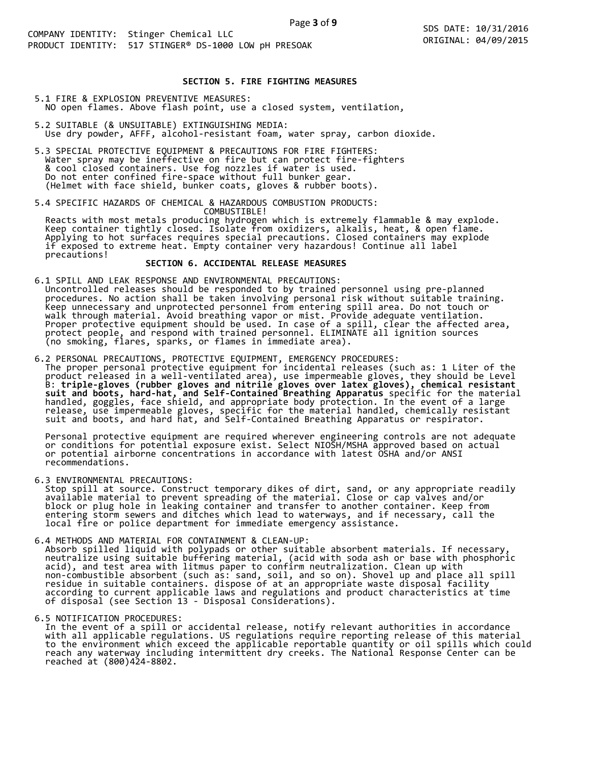## SECTION 5. FIRE FIGHTING MEASURES

5.1 FIRE & EXPLOSION PREVENTIVE MEASURES:
NO open flames. Above flash point, use a closed system, ventilation,

5.2 SUITABLE (& UNSUITABLE) EXTINGUISHING MEDIA:
Use dry powder, AFFF, alcohol-resistant foam, water spray, carbon dioxide.

5.3 SPECIAL PROTECTIVE EQUIPMENT & PRECAUTIONS FOR FIRE FIGHTERS:
Water spray may be ineffective on fire but can protect fire-fighters & cool closed containers. Use fog nozzles if water is used. Do not enter confined fire-space without full bunker gear. (Helmet with face shield, bunker coats, gloves & rubber boots).

5.4 SPECIFIC HAZARDS OF CHEMICAL & HAZARDOUS COMBUSTION PRODUCTS:
COMBUSTIBLE!
Reacts with most metals producing hydrogen which is extremely flammable & may explode. Keep container tightly closed. Isolate from oxidizers, alkalis, heat, & open flame. Applying to hot surfaces requires special precautions. Closed containers may explode if exposed to extreme heat. Empty container very hazardous! Continue all label precautions!

## SECTION 6. ACCIDENTAL RELEASE MEASURES

6.1 SPILL AND LEAK RESPONSE AND ENVIRONMENTAL PRECAUTIONS:
Uncontrolled releases should be responded to by trained personnel using pre-planned procedures. No action shall be taken involving personal risk without suitable training. Keep unnecessary and unprotected personnel from entering spill area. Do not touch or walk through material. Avoid breathing vapor or mist. Provide adequate ventilation. Proper protective equipment should be used. In case of a spill, clear the affected area, protect people, and respond with trained personnel. ELIMINATE all ignition sources (no smoking, flares, sparks, or flames in immediate area).

6.2 PERSONAL PRECAUTIONS, PROTECTIVE EQUIPMENT, EMERGENCY PROCEDURES:
The proper personal protective equipment for incidental releases (such as: 1 Liter of the product released in a well-ventilated area), use impermeable gloves, they should be Level B: **triple-gloves (rubber gloves and nitrile gloves over latex gloves), chemical resistant suit and boots, hard-hat, and Self-Contained Breathing Apparatus** specific for the material handled, goggles, face shield, and appropriate body protection. In the event of a large release, use impermeable gloves, specific for the material handled, chemically resistant suit and boots, and hard hat, and Self-Contained Breathing Apparatus or respirator.

Personal protective equipment are required wherever engineering controls are not adequate or conditions for potential exposure exist. Select NIOSH/MSHA approved based on actual or potential airborne concentrations in accordance with latest OSHA and/or ANSI recommendations.

6.3 ENVIRONMENTAL PRECAUTIONS:
Stop spill at source. Construct temporary dikes of dirt, sand, or any appropriate readily available material to prevent spreading of the material. Close or cap valves and/or block or plug hole in leaking container and transfer to another container. Keep from entering storm sewers and ditches which lead to waterways, and if necessary, call the local fire or police department for immediate emergency assistance.

6.4 METHODS AND MATERIAL FOR CONTAINMENT & CLEAN-UP:
Absorb spilled liquid with polypads or other suitable absorbent materials. If necessary, neutralize using suitable buffering material, (acid with soda ash or base with phosphoric acid), and test area with litmus paper to confirm neutralization. Clean up with non-combustible absorbent (such as: sand, soil, and so on). Shovel up and place all spill residue in suitable containers. dispose of at an appropriate waste disposal facility according to current applicable laws and regulations and product characteristics at time of disposal (see Section 13 - Disposal Considerations).

6.5 NOTIFICATION PROCEDURES:
In the event of a spill or accidental release, notify relevant authorities in accordance with all applicable regulations. US regulations require reporting release of this material to the environment which exceed the applicable reportable quantity or oil spills which could reach any waterway including intermittent dry creeks. The National Response Center can be reached at (800)424-8802.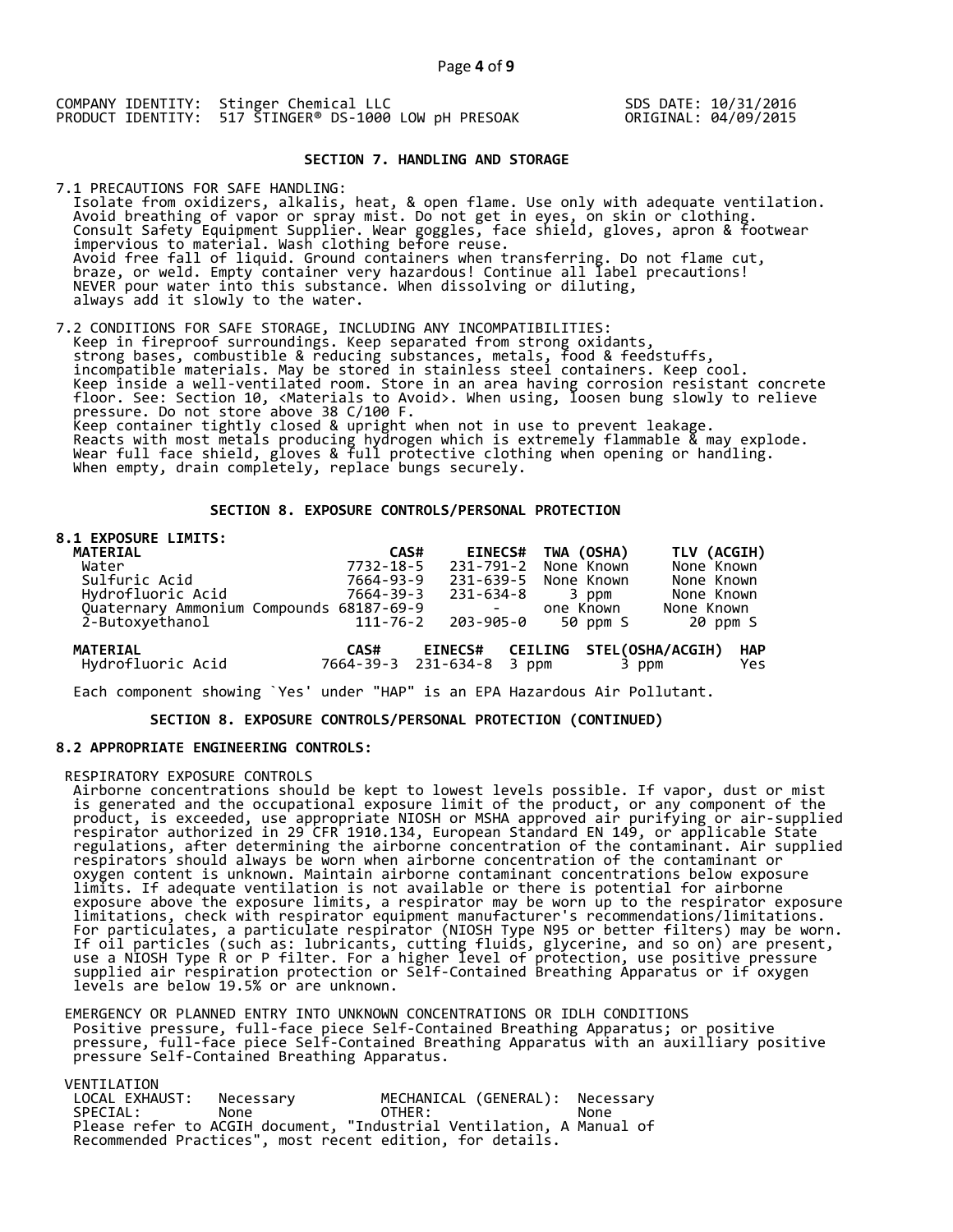COMPANY IDENTITY: Stinger Chemical LLC
PRODUCT IDENTITY: 517 STINGER® DS-1000 LOW pH PRESOAK

SDS DATE: 10/31/2016
ORIGINAL: 04/09/2015

## SECTION 7. HANDLING AND STORAGE

7.1 PRECAUTIONS FOR SAFE HANDLING:
Isolate from oxidizers, alkalis, heat, & open flame. Use only with adequate ventilation. Avoid breathing of vapor or spray mist. Do not get in eyes, on skin or clothing. Consult Safety Equipment Supplier. Wear goggles, face shield, gloves, apron & footwear impervious to material. Wash clothing before reuse.
Avoid free fall of liquid. Ground containers when transferring. Do not flame cut, braze, or weld. Empty container very hazardous! Continue all label precautions! NEVER pour water into this substance. When dissolving or diluting, always add it slowly to the water.

7.2 CONDITIONS FOR SAFE STORAGE, INCLUDING ANY INCOMPATIBILITIES:
Keep in fireproof surroundings. Keep separated from strong oxidants, strong bases, combustible & reducing substances, metals, food & feedstuffs, incompatible materials. May be stored in stainless steel containers. Keep cool. Keep inside a well-ventilated room. Store in an area having corrosion resistant concrete floor. See: Section 10, <Materials to Avoid>. When using, loosen bung slowly to relieve pressure. Do not store above 38 C/100 F.
Keep container tightly closed & upright when not in use to prevent leakage. Reacts with most metals producing hydrogen which is extremely flammable & may explode. Wear full face shield, gloves & full protective clothing when opening or handling. When empty, drain completely, replace bungs securely.

## SECTION 8. EXPOSURE CONTROLS/PERSONAL PROTECTION

**8.1 EXPOSURE LIMITS:**

| MATERIAL | CAS# | EINECS# | TWA (OSHA) | TLV (ACGIH) |
|---|---|---|---|---|
| Water | 7732-18-5 | 231-791-2 | None Known | None Known |
| Sulfuric Acid | 7664-93-9 | 231-639-5 | None Known | None Known |
| Hydrofluoric Acid | 7664-39-3 | 231-634-8 | 3 ppm | None Known |
| Quaternary Ammonium Compounds | 68187-69-9 | - | one Known | None Known |
| 2-Butoxyethanol | 111-76-2 | 203-905-0 | 50 ppm S | 20 ppm S |

| MATERIAL | CAS# | EINECS# | CEILING | STEL(OSHA/ACGIH) | HAP |
|---|---|---|---|---|---|
| Hydrofluoric Acid | 7664-39-3 | 231-634-8 | 3 ppm | 3 ppm | Yes |

Each component showing `Yes' under "HAP" is an EPA Hazardous Air Pollutant.

## SECTION 8. EXPOSURE CONTROLS/PERSONAL PROTECTION (CONTINUED)

**8.2 APPROPRIATE ENGINEERING CONTROLS:**

RESPIRATORY EXPOSURE CONTROLS
Airborne concentrations should be kept to lowest levels possible. If vapor, dust or mist is generated and the occupational exposure limit of the product, or any component of the product, is exceeded, use appropriate NIOSH or MSHA approved air purifying or air-supplied respirator authorized in 29 CFR 1910.134, European Standard EN 149, or applicable State regulations, after determining the airborne concentration of the contaminant. Air supplied respirators should always be worn when airborne concentration of the contaminant or oxygen content is unknown. Maintain airborne contaminant concentrations below exposure limits. If adequate ventilation is not available or there is potential for airborne exposure above the exposure limits, a respirator may be worn up to the respirator exposure limitations, check with respirator equipment manufacturer's recommendations/limitations. For particulates, a particulate respirator (NIOSH Type N95 or better filters) may be worn. If oil particles (such as: lubricants, cutting fluids, glycerine, and so on) are present, use a NIOSH Type R or P filter. For a higher level of protection, use positive pressure supplied air respiration protection or Self-Contained Breathing Apparatus or if oxygen levels are below 19.5% or are unknown.

EMERGENCY OR PLANNED ENTRY INTO UNKNOWN CONCENTRATIONS OR IDLH CONDITIONS
Positive pressure, full-face piece Self-Contained Breathing Apparatus; or positive pressure, full-face piece Self-Contained Breathing Apparatus with an auxilliary positive pressure Self-Contained Breathing Apparatus.

VENTILATION
LOCAL EXHAUST: Necessary MECHANICAL (GENERAL): Necessary
SPECIAL: None OTHER: None
Please refer to ACGIH document, "Industrial Ventilation, A Manual of Recommended Practices", most recent edition, for details.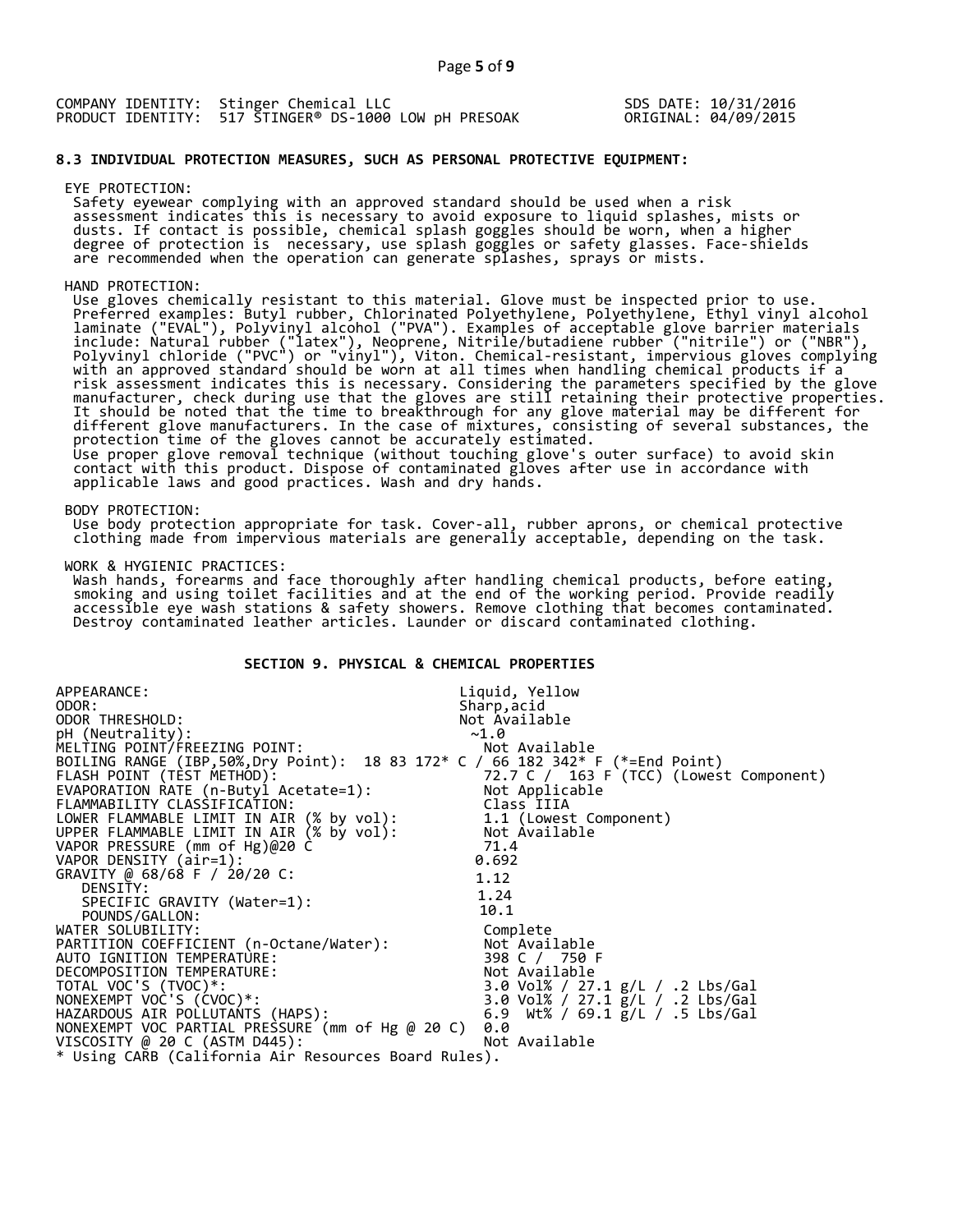COMPANY IDENTITY: Stinger Chemical LLC
PRODUCT IDENTITY: 517 STINGER® DS-1000 LOW pH PRESOAK

SDS DATE: 10/31/2016
ORIGINAL: 04/09/2015

### 8.3 INDIVIDUAL PROTECTION MEASURES, SUCH AS PERSONAL PROTECTIVE EQUIPMENT:

EYE PROTECTION:
Safety eyewear complying with an approved standard should be used when a risk assessment indicates this is necessary to avoid exposure to liquid splashes, mists or dusts. If contact is possible, chemical splash goggles should be worn, when a higher degree of protection is necessary, use splash goggles or safety glasses. Face-shields are recommended when the operation can generate splashes, sprays or mists.

HAND PROTECTION:
Use gloves chemically resistant to this material. Glove must be inspected prior to use. Preferred examples: Butyl rubber, Chlorinated Polyethylene, Polyethylene, Ethyl vinyl alcohol laminate ("EVAL"), Polyvinyl alcohol ("PVA"). Examples of acceptable glove barrier materials include: Natural rubber ("latex"), Neoprene, Nitrile/butadiene rubber ("nitrile") or ("NBR"), Polyvinyl chloride ("PVC") or "vinyl"), Viton. Chemical-resistant, impervious gloves complying with an approved standard should be worn at all times when handling chemical products if a risk assessment indicates this is necessary. Considering the parameters specified by the glove manufacturer, check during use that the gloves are still retaining their protective properties. It should be noted that the time to breakthrough for any glove material may be different for different glove manufacturers. In the case of mixtures, consisting of several substances, the protection time of the gloves cannot be accurately estimated.
Use proper glove removal technique (without touching glove's outer surface) to avoid skin contact with this product. Dispose of contaminated gloves after use in accordance with applicable laws and good practices. Wash and dry hands.

BODY PROTECTION:
Use body protection appropriate for task. Cover-all, rubber aprons, or chemical protective clothing made from impervious materials are generally acceptable, depending on the task.

WORK & HYGIENIC PRACTICES:
Wash hands, forearms and face thoroughly after handling chemical products, before eating, smoking and using toilet facilities and at the end of the working period. Provide readily accessible eye wash stations & safety showers. Remove clothing that becomes contaminated. Destroy contaminated leather articles. Launder or discard contaminated clothing.

## SECTION 9. PHYSICAL & CHEMICAL PROPERTIES

| Property | Value |
|---|---|
| APPEARANCE: | Liquid, Yellow |
| ODOR: | Sharp,acid |
| ODOR THRESHOLD: | Not Available |
| pH (Neutrality): | ~1.0 |
| MELTING POINT/FREEZING POINT: | Not Available |
| BOILING RANGE (IBP,50%,Dry Point): | 18 83 172* C / 66 182 342* F (*=End Point) |
| FLASH POINT (TEST METHOD): | 72.7 C / 163 F (TCC) (Lowest Component) |
| EVAPORATION RATE (n-Butyl Acetate=1): | Not Applicable |
| FLAMMABILITY CLASSIFICATION: | Class IIIA |
| LOWER FLAMMABLE LIMIT IN AIR (% by vol): | 1.1 (Lowest Component) |
| UPPER FLAMMABLE LIMIT IN AIR (% by vol): | Not Available |
| VAPOR PRESSURE (mm of Hg)@20 C | 71.4 |
| VAPOR DENSITY (air=1): | 0.692 |
| GRAVITY @ 68/68 F / 20/20 C: | |
| DENSITY: | 1.12 |
| SPECIFIC GRAVITY (Water=1): | 1.24 |
| POUNDS/GALLON: | 10.1 |
| WATER SOLUBILITY: | Complete |
| PARTITION COEFFICIENT (n-Octane/Water): | Not Available |
| AUTO IGNITION TEMPERATURE: | 398 C / 750 F |
| DECOMPOSITION TEMPERATURE: | Not Available |
| TOTAL VOC'S (TVOC)*: | 3.0 Vol% / 27.1 g/L / .2 Lbs/Gal |
| NONEXEMPT VOC'S (CVOC)*: | 3.0 Vol% / 27.1 g/L / .2 Lbs/Gal |
| HAZARDOUS AIR POLLUTANTS (HAPS): | 6.9 Wt% / 69.1 g/L / .5 Lbs/Gal |
| NONEXEMPT VOC PARTIAL PRESSURE (mm of Hg @ 20 C) | 0.0 |
| VISCOSITY @ 20 C (ASTM D445): | Not Available |

* Using CARB (California Air Resources Board Rules).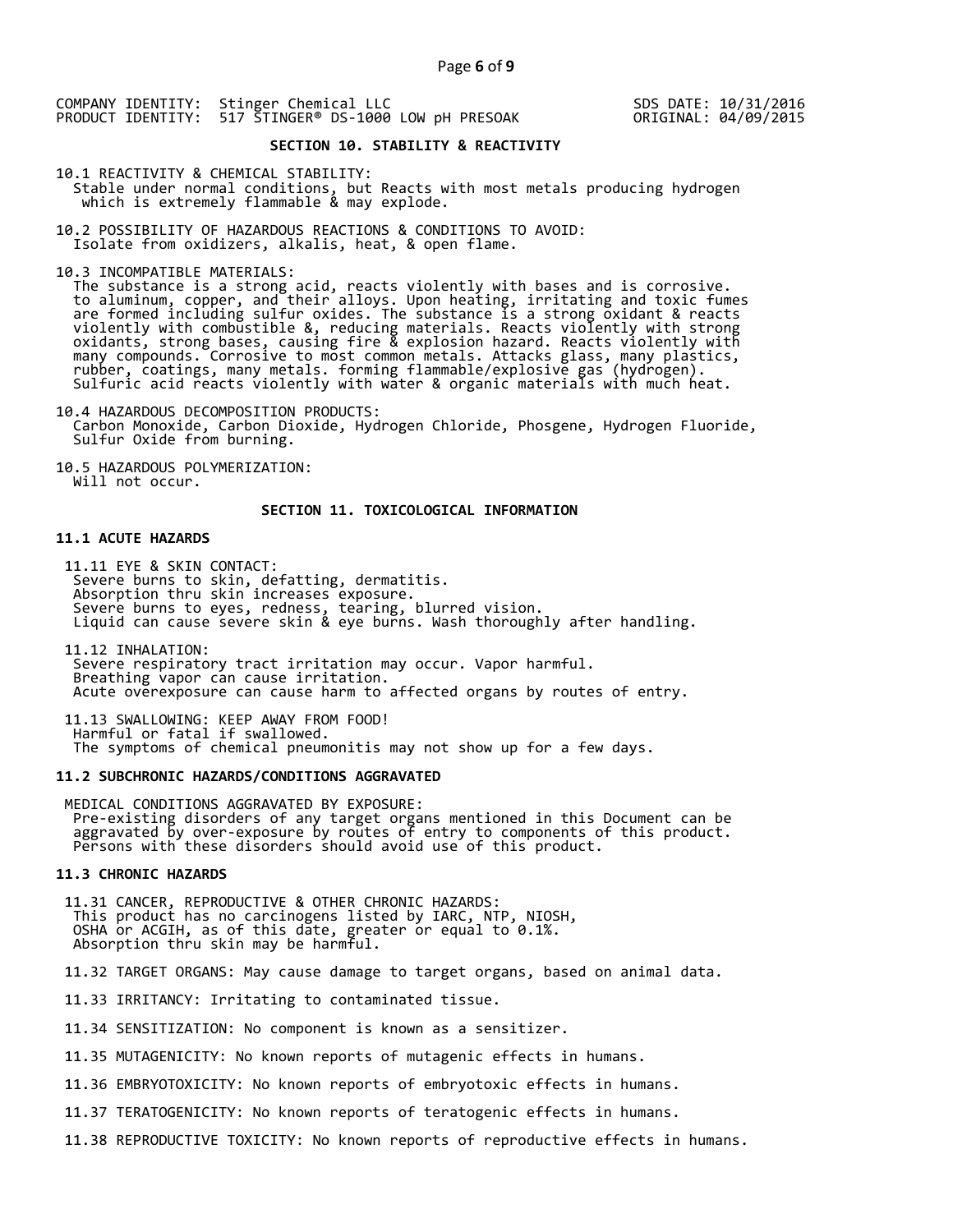## SECTION 10. STABILITY & REACTIVITY

10.1 REACTIVITY & CHEMICAL STABILITY:
Stable under normal conditions, but Reacts with most metals producing hydrogen which is extremely flammable & may explode.

10.2 POSSIBILITY OF HAZARDOUS REACTIONS & CONDITIONS TO AVOID:
Isolate from oxidizers, alkalis, heat, & open flame.

10.3 INCOMPATIBLE MATERIALS:
The substance is a strong acid, reacts violently with bases and is corrosive. to aluminum, copper, and their alloys. Upon heating, irritating and toxic fumes are formed including sulfur oxides. The substance is a strong oxidant & reacts violently with combustible &, reducing materials. Reacts violently with strong oxidants, strong bases, causing fire & explosion hazard. Reacts violently with many compounds. Corrosive to most common metals. Attacks glass, many plastics, rubber, coatings, many metals. forming flammable/explosive gas (hydrogen). Sulfuric acid reacts violently with water & organic materials with much heat.

10.4 HAZARDOUS DECOMPOSITION PRODUCTS:
Carbon Monoxide, Carbon Dioxide, Hydrogen Chloride, Phosgene, Hydrogen Fluoride, Sulfur Oxide from burning.

10.5 HAZARDOUS POLYMERIZATION:
Will not occur.

## SECTION 11. TOXICOLOGICAL INFORMATION

### 11.1 ACUTE HAZARDS

11.11 EYE & SKIN CONTACT:
Severe burns to skin, defatting, dermatitis.
Absorption thru skin increases exposure.
Severe burns to eyes, redness, tearing, blurred vision.
Liquid can cause severe skin & eye burns. Wash thoroughly after handling.

11.12 INHALATION:
Severe respiratory tract irritation may occur. Vapor harmful.
Breathing vapor can cause irritation.
Acute overexposure can cause harm to affected organs by routes of entry.

11.13 SWALLOWING: KEEP AWAY FROM FOOD!
Harmful or fatal if swallowed.
The symptoms of chemical pneumonitis may not show up for a few days.

### 11.2 SUBCHRONIC HAZARDS/CONDITIONS AGGRAVATED

MEDICAL CONDITIONS AGGRAVATED BY EXPOSURE:
Pre-existing disorders of any target organs mentioned in this Document can be aggravated by over-exposure by routes of entry to components of this product. Persons with these disorders should avoid use of this product.

### 11.3 CHRONIC HAZARDS

11.31 CANCER, REPRODUCTIVE & OTHER CHRONIC HAZARDS:
This product has no carcinogens listed by IARC, NTP, NIOSH, OSHA or ACGIH, as of this date, greater or equal to 0.1%.
Absorption thru skin may be harmful.

11.32 TARGET ORGANS: May cause damage to target organs, based on animal data.

11.33 IRRITANCY: Irritating to contaminated tissue.

11.34 SENSITIZATION: No component is known as a sensitizer.

11.35 MUTAGENICITY: No known reports of mutagenic effects in humans.

11.36 EMBRYOTOXICITY: No known reports of embryotoxic effects in humans.

11.37 TERATOGENICITY: No known reports of teratogenic effects in humans.

11.38 REPRODUCTIVE TOXICITY: No known reports of reproductive effects in humans.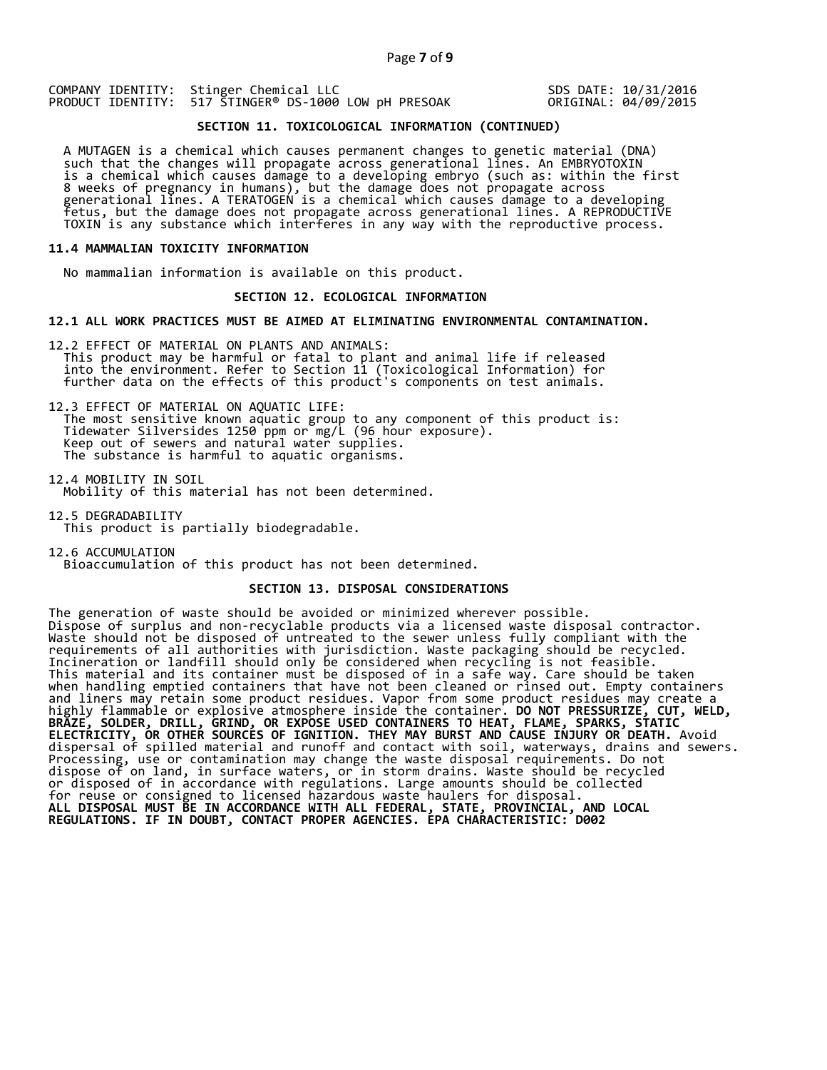COMPANY IDENTITY: Stinger Chemical LLC
PRODUCT IDENTITY: 517 STINGER® DS-1000 LOW pH PRESOAK

SDS DATE: 10/31/2016
ORIGINAL: 04/09/2015

## SECTION 11. TOXICOLOGICAL INFORMATION (CONTINUED)

A MUTAGEN is a chemical which causes permanent changes to genetic material (DNA) such that the changes will propagate across generational lines. An EMBRYOTOXIN is a chemical which causes damage to a developing embryo (such as: within the first 8 weeks of pregnancy in humans), but the damage does not propagate across generational lines. A TERATOGEN is a chemical which causes damage to a developing fetus, but the damage does not propagate across generational lines. A REPRODUCTIVE TOXIN is any substance which interferes in any way with the reproductive process.

### 11.4 MAMMALIAN TOXICITY INFORMATION

No mammalian information is available on this product.

## SECTION 12. ECOLOGICAL INFORMATION

### 12.1 ALL WORK PRACTICES MUST BE AIMED AT ELIMINATING ENVIRONMENTAL CONTAMINATION.

12.2 EFFECT OF MATERIAL ON PLANTS AND ANIMALS:
This product may be harmful or fatal to plant and animal life if released into the environment. Refer to Section 11 (Toxicological Information) for further data on the effects of this product's components on test animals.

12.3 EFFECT OF MATERIAL ON AQUATIC LIFE:
The most sensitive known aquatic group to any component of this product is: Tidewater Silversides 1250 ppm or mg/L (96 hour exposure).
Keep out of sewers and natural water supplies.
The substance is harmful to aquatic organisms.

12.4 MOBILITY IN SOIL
Mobility of this material has not been determined.

12.5 DEGRADABILITY
This product is partially biodegradable.

12.6 ACCUMULATION
Bioaccumulation of this product has not been determined.

## SECTION 13. DISPOSAL CONSIDERATIONS

The generation of waste should be avoided or minimized wherever possible. Dispose of surplus and non-recyclable products via a licensed waste disposal contractor. Waste should not be disposed of untreated to the sewer unless fully compliant with the requirements of all authorities with jurisdiction. Waste packaging should be recycled. Incineration or landfill should only be considered when recycling is not feasible. This material and its container must be disposed of in a safe way. Care should be taken when handling emptied containers that have not been cleaned or rinsed out. Empty containers and liners may retain some product residues. Vapor from some product residues may create a highly flammable or explosive atmosphere inside the container. **DO NOT PRESSURIZE, CUT, WELD, BRAZE, SOLDER, DRILL, GRIND, OR EXPOSE USED CONTAINERS TO HEAT, FLAME, SPARKS, STATIC ELECTRICITY, OR OTHER SOURCES OF IGNITION. THEY MAY BURST AND CAUSE INJURY OR DEATH.** Avoid dispersal of spilled material and runoff and contact with soil, waterways, drains and sewers. Processing, use or contamination may change the waste disposal requirements. Do not dispose of on land, in surface waters, or in storm drains. Waste should be recycled or disposed of in accordance with regulations. Large amounts should be collected for reuse or consigned to licensed hazardous waste haulers for disposal.
**ALL DISPOSAL MUST BE IN ACCORDANCE WITH ALL FEDERAL, STATE, PROVINCIAL, AND LOCAL REGULATIONS. IF IN DOUBT, CONTACT PROPER AGENCIES. EPA CHARACTERISTIC: D002**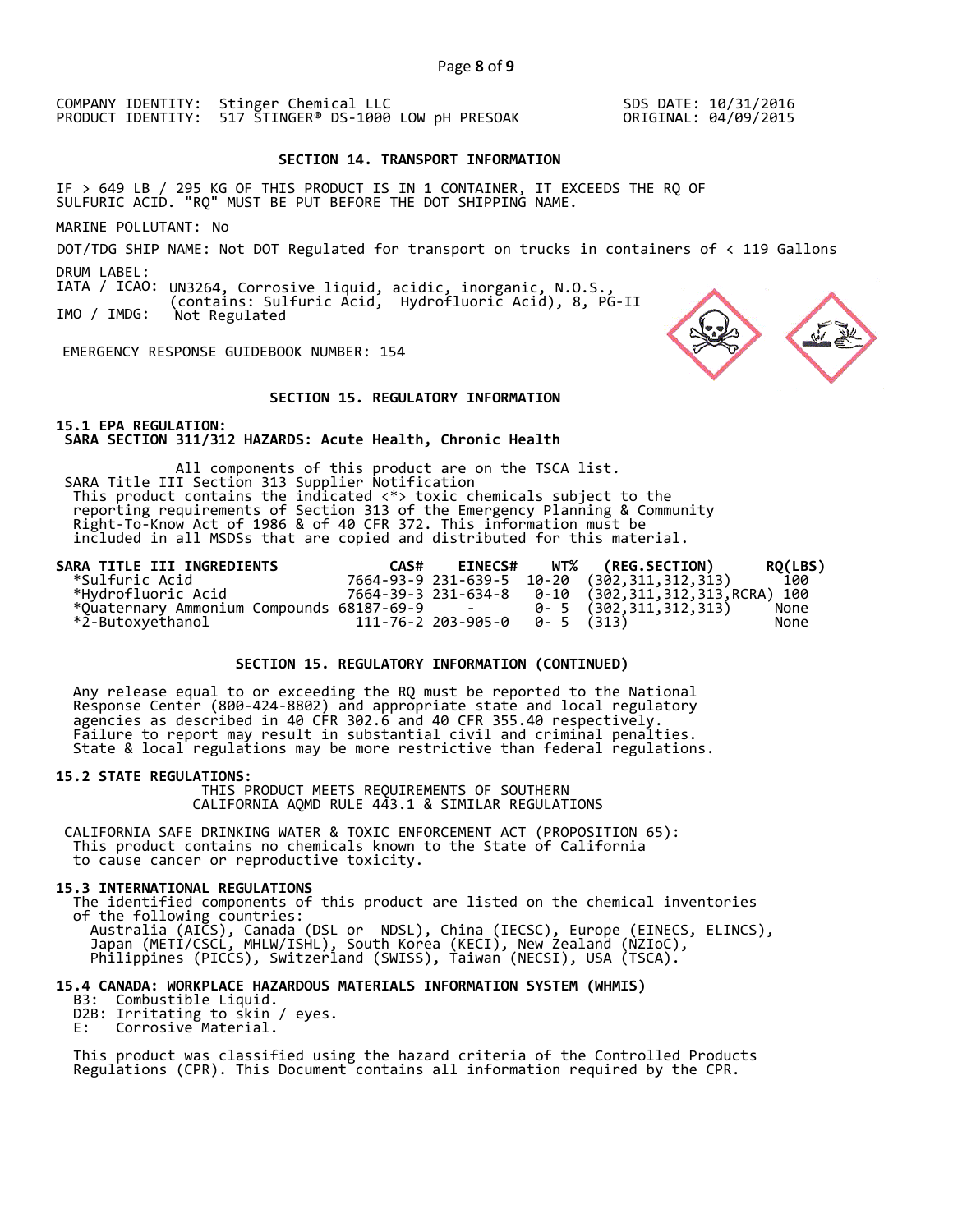COMPANY IDENTITY: Stinger Chemical LLC
PRODUCT IDENTITY: 517 STINGER® DS-1000 LOW pH PRESOAK

SDS DATE: 10/31/2016
ORIGINAL: 04/09/2015

## SECTION 14. TRANSPORT INFORMATION

IF > 649 LB / 295 KG OF THIS PRODUCT IS IN 1 CONTAINER, IT EXCEEDS THE RQ OF SULFURIC ACID. "RQ" MUST BE PUT BEFORE THE DOT SHIPPING NAME.

MARINE POLLUTANT: No

DOT/TDG SHIP NAME: Not DOT Regulated for transport on trucks in containers of < 119 Gallons

DRUM LABEL:
IATA / ICAO: UN3264, Corrosive liquid, acidic, inorganic, N.O.S., (contains: Sulfuric Acid, Hydrofluoric Acid), 8, PG-II
IMO / IMDG: Not Regulated

EMERGENCY RESPONSE GUIDEBOOK NUMBER: 154

## SECTION 15. REGULATORY INFORMATION

### 15.1 EPA REGULATION:

**SARA SECTION 311/312 HAZARDS: Acute Health, Chronic Health**

All components of this product are on the TSCA list.
SARA Title III Section 313 Supplier Notification
This product contains the indicated <*> toxic chemicals subject to the reporting requirements of Section 313 of the Emergency Planning & Community Right-To-Know Act of 1986 & of 40 CFR 372. This information must be included in all MSDSs that are copied and distributed for this material.

| SARA TITLE III INGREDIENTS | CAS# | EINECS# | WT% | (REG.SECTION) | RQ(LBS) |
|---|---|---|---|---|---|
| *Sulfuric Acid | 7664-93-9 | 231-639-5 | 10-20 | (302,311,312,313) | 100 |
| *Hydrofluoric Acid | 7664-39-3 | 231-634-8 | 0-10 | (302,311,312,313,RCRA) | 100 |
| *Quaternary Ammonium Compounds | 68187-69-9 | - | 0- 5 | (302,311,312,313) | None |
| *2-Butoxyethanol | 111-76-2 | 203-905-0 | 0- 5 | (313) | None |

## SECTION 15. REGULATORY INFORMATION (CONTINUED)

Any release equal to or exceeding the RQ must be reported to the National Response Center (800-424-8802) and appropriate state and local regulatory agencies as described in 40 CFR 302.6 and 40 CFR 355.40 respectively. Failure to report may result in substantial civil and criminal penalties. State & local regulations may be more restrictive than federal regulations.

### 15.2 STATE REGULATIONS:

THIS PRODUCT MEETS REQUIREMENTS OF SOUTHERN CALIFORNIA AQMD RULE 443.1 & SIMILAR REGULATIONS

CALIFORNIA SAFE DRINKING WATER & TOXIC ENFORCEMENT ACT (PROPOSITION 65):
This product contains no chemicals known to the State of California to cause cancer or reproductive toxicity.

### 15.3 INTERNATIONAL REGULATIONS

The identified components of this product are listed on the chemical inventories of the following countries:
Australia (AICS), Canada (DSL or NDSL), China (IECSC), Europe (EINECS, ELINCS), Japan (METI/CSCL, MHLW/ISHL), South Korea (KECI), New Zealand (NZIoC), Philippines (PICCS), Switzerland (SWISS), Taiwan (NECSI), USA (TSCA).

### 15.4 CANADA: WORKPLACE HAZARDOUS MATERIALS INFORMATION SYSTEM (WHMIS)

B3: Combustible Liquid.
D2B: Irritating to skin / eyes.
E: Corrosive Material.

This product was classified using the hazard criteria of the Controlled Products Regulations (CPR). This Document contains all information required by the CPR.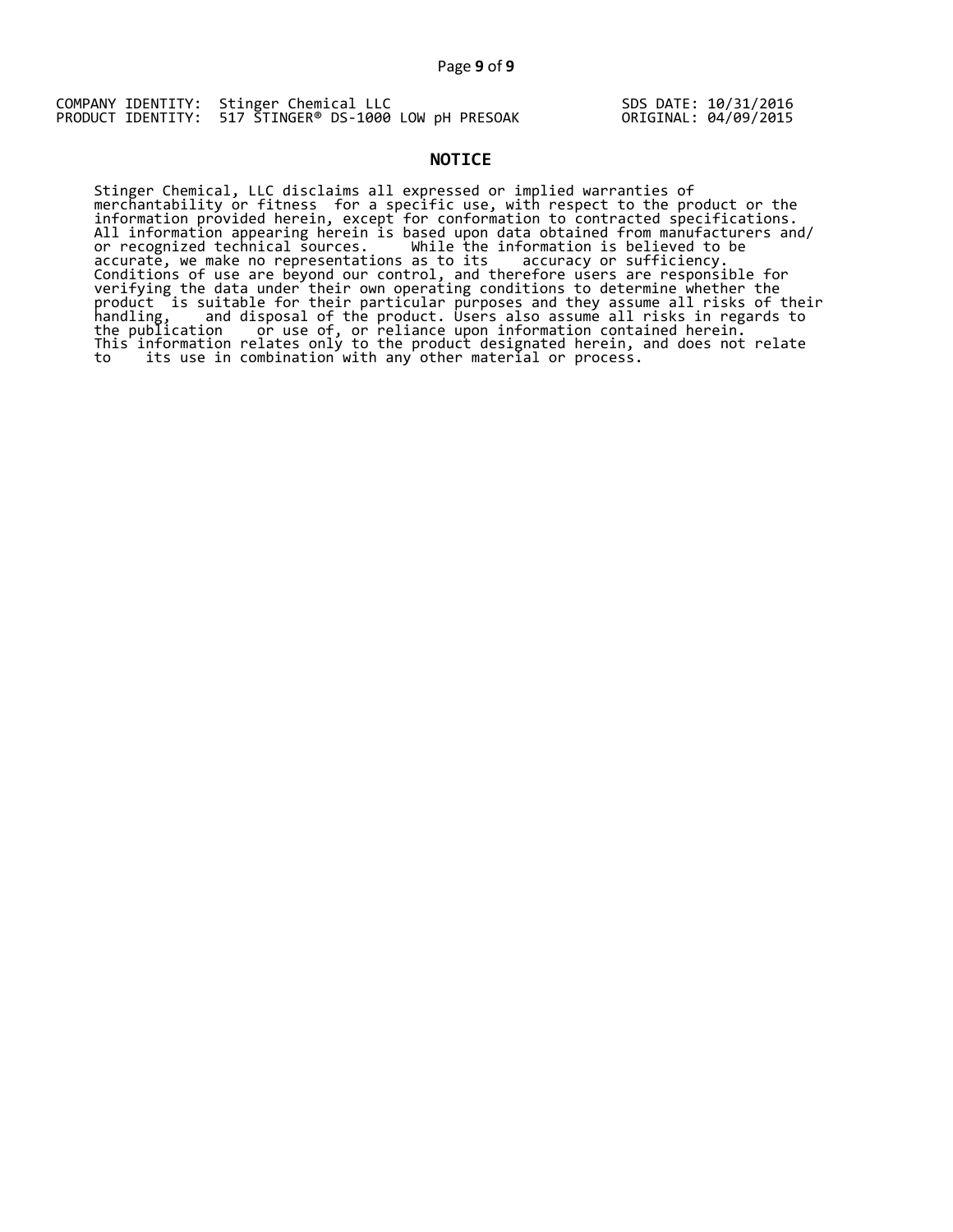COMPANY IDENTITY: Stinger Chemical LLC
PRODUCT IDENTITY: 517 STINGER® DS-1000 LOW pH PRESOAK

SDS DATE: 10/31/2016
ORIGINAL: 04/09/2015

## NOTICE

Stinger Chemical, LLC disclaims all expressed or implied warranties of merchantability or fitness for a specific use, with respect to the product or the information provided herein, except for conformation to contracted specifications. All information appearing herein is based upon data obtained from manufacturers and/ or recognized technical sources. While the information is believed to be accurate, we make no representations as to its accuracy or sufficiency. Conditions of use are beyond our control, and therefore users are responsible for verifying the data under their own operating conditions to determine whether the product is suitable for their particular purposes and they assume all risks of their handling, and disposal of the product. Users also assume all risks in regards to the publication or use of, or reliance upon information contained herein. This information relates only to the product designated herein, and does not relate to its use in combination with any other material or process.